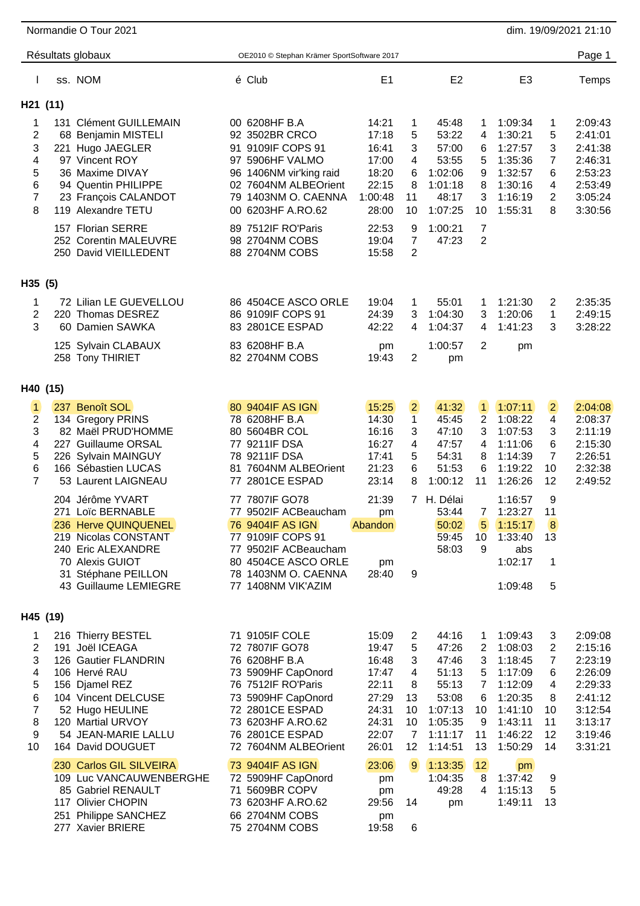Normandie O Tour 2021 — dim. 19/09/2021 21:10

Résultats globaux — OE2010 © Stephan Krämer SportSoftware 2017

| l | ss. | NOM | é | Club | E1 | | E2 | | E3 | | Temps |
|---|---|---|---|---|---|---|---|---|---|---|---|
| **H21 (11)** | | | | | | | | | | | |
| 1 | 131 | Clément GUILLEMAIN | 00 | 6208HF B.A | 14:21 | 1 | 45:48 | 1 | 1:09:34 | 1 | 2:09:43 |
| 2 | 68 | Benjamin MISTELI | 92 | 3502BR CRCO | 17:18 | 5 | 53:22 | 4 | 1:30:21 | 5 | 2:41:01 |
| 3 | 221 | Hugo JAEGLER | 91 | 9109IF COPS 91 | 16:41 | 3 | 57:00 | 6 | 1:27:57 | 3 | 2:41:38 |
| 4 | 97 | Vincent ROY | 97 | 5906HF VALMO | 17:00 | 4 | 53:55 | 5 | 1:35:36 | 7 | 2:46:31 |
| 5 | 36 | Maxime DIVAY | 96 | 1406NM vir'king raid | 18:20 | 6 | 1:02:06 | 9 | 1:32:57 | 6 | 2:53:23 |
| 6 | 94 | Quentin PHILIPPE | 02 | 7604NM ALBEOrient | 22:15 | 8 | 1:01:18 | 8 | 1:30:16 | 4 | 2:53:49 |
| 7 | 23 | François CALANDOT | 79 | 1403NM O. CAENNA | 1:00:48 | 11 | 48:17 | 3 | 1:16:19 | 2 | 3:05:24 |
| 8 | 119 | Alexandre TETU | 00 | 6203HF A.RO.62 | 28:00 | 10 | 1:07:25 | 10 | 1:55:31 | 8 | 3:30:56 |
| | 157 | Florian SERRE | 89 | 7512IF RO'Paris | 22:53 | 9 | 1:00:21 | 7 | | | |
| | 252 | Corentin MALEUVRE | 98 | 2704NM COBS | 19:04 | 7 | 47:23 | 2 | | | |
| | 250 | David VIEILLEDENT | 88 | 2704NM COBS | 15:58 | 2 | | | | | |
| **H35 (5)** | | | | | | | | | | | |
| 1 | 72 | Lilian LE GUEVELLOU | 86 | 4504CE ASCO ORLE | 19:04 | 1 | 55:01 | 1 | 1:21:30 | 2 | 2:35:35 |
| 2 | 220 | Thomas DESREZ | 86 | 9109IF COPS 91 | 24:39 | 3 | 1:04:30 | 3 | 1:20:06 | 1 | 2:49:15 |
| 3 | 60 | Damien SAWKA | 83 | 2801CE ESPAD | 42:22 | 4 | 1:04:37 | 4 | 1:41:23 | 3 | 3:28:22 |
| | 125 | Sylvain CLABAUX | 83 | 6208HF B.A | pm | | 1:00:57 | 2 | pm | | |
| | 258 | Tony THIRIET | 82 | 2704NM COBS | 19:43 | 2 | pm | | | | |
| **H40 (15)** | | | | | | | | | | | |
| 1 | 237 | Benoît SOL | 80 | 9404IF AS IGN | 15:25 | 2 | 41:32 | 1 | 1:07:11 | 2 | 2:04:08 |
| 2 | 134 | Gregory PRINS | 78 | 6208HF B.A | 14:30 | 1 | 45:45 | 2 | 1:08:22 | 4 | 2:08:37 |
| 3 | 82 | Maël PRUD'HOMME | 80 | 5604BR COL | 16:16 | 3 | 47:10 | 3 | 1:07:53 | 3 | 2:11:19 |
| 4 | 227 | Guillaume ORSAL | 77 | 9211IF DSA | 16:27 | 4 | 47:57 | 4 | 1:11:06 | 6 | 2:15:30 |
| 5 | 226 | Sylvain MAINGUY | 78 | 9211IF DSA | 17:41 | 5 | 54:31 | 8 | 1:14:39 | 7 | 2:26:51 |
| 6 | 166 | Sébastien LUCAS | 81 | 7604NM ALBEOrient | 21:23 | 6 | 51:53 | 6 | 1:19:22 | 10 | 2:32:38 |
| 7 | 53 | Laurent LAIGNEAU | 77 | 2801CE ESPAD | 23:14 | 8 | 1:00:12 | 11 | 1:26:26 | 12 | 2:49:52 |
| | 204 | Jérôme YVART | 77 | 7807IF GO78 | 21:39 | 7 | H. Délai | | 1:16:57 | 9 | |
| | 271 | Loïc BERNABLE | 77 | 9502IF ACBeaucham | pm | | 53:44 | 7 | 1:23:27 | 11 | |
| | 236 | Herve QUINQUENEL | 76 | 9404IF AS IGN | Abandon | | 50:02 | 5 | 1:15:17 | 8 | |
| | 219 | Nicolas CONSTANT | 77 | 9109IF COPS 91 | | | 59:45 | 10 | 1:33:40 | 13 | |
| | 240 | Eric ALEXANDRE | 77 | 9502IF ACBeaucham | | | 58:03 | 9 | abs | | |
| | 70 | Alexis GUIOT | 80 | 4504CE ASCO ORLE | pm | | | | 1:02:17 | 1 | |
| | 31 | Stéphane PEILLON | 78 | 1403NM O. CAENNA | 28:40 | 9 | | | | | |
| | 43 | Guillaume LEMIEGRE | 77 | 1408NM VIK'AZIM | | | | | 1:09:48 | 5 | |
| **H45 (19)** | | | | | | | | | | | |
| 1 | 216 | Thierry BESTEL | 71 | 9105IF COLE | 15:09 | 2 | 44:16 | 1 | 1:09:43 | 3 | 2:09:08 |
| 2 | 191 | Joël ICEAGA | 72 | 7807IF GO78 | 19:47 | 5 | 47:26 | 2 | 1:08:03 | 2 | 2:15:16 |
| 3 | 126 | Gautier FLANDRIN | 76 | 6208HF B.A | 16:48 | 3 | 47:46 | 3 | 1:18:45 | 7 | 2:23:19 |
| 4 | 106 | Hervé RAU | 73 | 5909HF CapOnord | 17:47 | 4 | 51:13 | 5 | 1:17:09 | 6 | 2:26:09 |
| 5 | 156 | Djamel REZ | 76 | 7512IF RO'Paris | 22:11 | 8 | 55:13 | 7 | 1:12:09 | 4 | 2:29:33 |
| 6 | 104 | Vincent DELCUSE | 73 | 5909HF CapOnord | 27:29 | 13 | 53:08 | 6 | 1:20:35 | 8 | 2:41:12 |
| 7 | 52 | Hugo HEULINE | 72 | 2801CE ESPAD | 24:31 | 10 | 1:07:13 | 10 | 1:41:10 | 10 | 3:12:54 |
| 8 | 120 | Martial URVOY | 73 | 6203HF A.RO.62 | 24:31 | 10 | 1:05:35 | 9 | 1:43:11 | 11 | 3:13:17 |
| 9 | 54 | JEAN-MARIE LALLU | 76 | 2801CE ESPAD | 22:07 | 7 | 1:11:17 | 11 | 1:46:22 | 12 | 3:19:46 |
| 10 | 164 | David DOUGUET | 72 | 7604NM ALBEOrient | 26:01 | 12 | 1:14:51 | 13 | 1:50:29 | 14 | 3:31:21 |
| | 230 | Carlos GIL SILVEIRA | 73 | 9404IF AS IGN | 23:06 | 9 | 1:13:35 | 12 | pm | | |
| | 109 | Luc VANCAUWENBERGHE | 72 | 5909HF CapOnord | pm | | 1:04:35 | 8 | 1:37:42 | 9 | |
| | 85 | Gabriel RENAULT | 71 | 5609BR COPV | pm | | 49:28 | 4 | 1:15:13 | 5 | |
| | 117 | Olivier CHOPIN | 73 | 6203HF A.RO.62 | 29:56 | 14 | pm | | 1:49:11 | 13 | |
| | 251 | Philippe SANCHEZ | 66 | 2704NM COBS | pm | | | | | | |
| | 277 | Xavier BRIERE | 75 | 2704NM COBS | 19:58 | 6 | | | | | |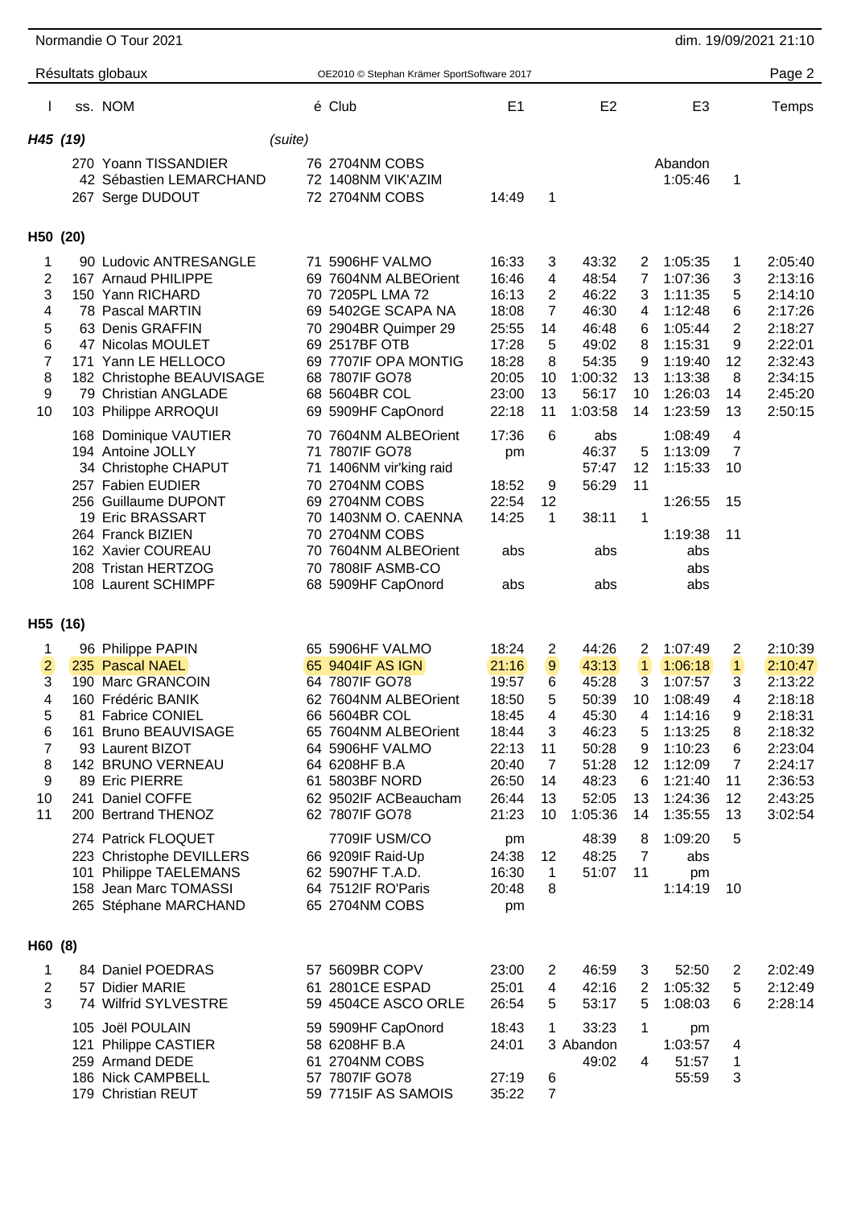| l | ss. | NOM | é | Club | E1 | | E2 | | E3 | | Temps |
|---|---|---|---|---|---|---|---|---|---|---|---|

### H45 (19) *(suite)*

| l | ss. | NOM | é | Club | E1 | | E2 | | E3 | | Temps |
|---|---|---|---|---|---|---|---|---|---|---|---|
| | 270 | Yoann TISSANDIER | 76 | 2704NM COBS | | | | | Abandon | | |
| | 42 | Sébastien LEMARCHAND | 72 | 1408NM VIK'AZIM | | | | | 1:05:46 | 1 | |
| | 267 | Serge DUDOUT | 72 | 2704NM COBS | 14:49 | 1 | | | | | |

### H50 (20)

| l | ss. | NOM | é | Club | E1 | | E2 | | E3 | | Temps |
|---|---|---|---|---|---|---|---|---|---|---|---|
| 1 | 90 | Ludovic ANTRESANGLE | 71 | 5906HF VALMO | 16:33 | 3 | 43:32 | 2 | 1:05:35 | 1 | 2:05:40 |
| 2 | 167 | Arnaud PHILIPPE | 69 | 7604NM ALBEOrient | 16:46 | 4 | 48:54 | 7 | 1:07:36 | 3 | 2:13:16 |
| 3 | 150 | Yann RICHARD | 70 | 7205PL LMA 72 | 16:13 | 2 | 46:22 | 3 | 1:11:35 | 5 | 2:14:10 |
| 4 | 78 | Pascal MARTIN | 69 | 5402GE SCAPA NA | 18:08 | 7 | 46:30 | 4 | 1:12:48 | 6 | 2:17:26 |
| 5 | 63 | Denis GRAFFIN | 70 | 2904BR Quimper 29 | 25:55 | 14 | 46:48 | 6 | 1:05:44 | 2 | 2:18:27 |
| 6 | 47 | Nicolas MOULET | 69 | 2517BF OTB | 17:28 | 5 | 49:02 | 8 | 1:15:31 | 9 | 2:22:01 |
| 7 | 171 | Yann LE HELLOCO | 69 | 7707IF OPA MONTIG | 18:28 | 8 | 54:35 | 9 | 1:19:40 | 12 | 2:32:43 |
| 8 | 182 | Christophe BEAUVISAGE | 68 | 7807IF GO78 | 20:05 | 10 | 1:00:32 | 13 | 1:13:38 | 8 | 2:34:15 |
| 9 | 79 | Christian ANGLADE | 68 | 5604BR COL | 23:00 | 13 | 56:17 | 10 | 1:26:03 | 14 | 2:45:20 |
| 10 | 103 | Philippe ARROQUI | 69 | 5909HF CapOnord | 22:18 | 11 | 1:03:58 | 14 | 1:23:59 | 13 | 2:50:15 |
| | 168 | Dominique VAUTIER | 70 | 7604NM ALBEOrient | 17:36 | 6 | abs | | 1:08:49 | 4 | |
| | 194 | Antoine JOLLY | 71 | 7807IF GO78 | pm | | 46:37 | 5 | 1:13:09 | 7 | |
| | 34 | Christophe CHAPUT | 71 | 1406NM vir'king raid | | | 57:47 | 12 | 1:15:33 | 10 | |
| | 257 | Fabien EUDIER | 70 | 2704NM COBS | 18:52 | 9 | 56:29 | 11 | | | |
| | 256 | Guillaume DUPONT | 69 | 2704NM COBS | 22:54 | 12 | | | 1:26:55 | 15 | |
| | 19 | Eric BRASSART | 70 | 1403NM O. CAENNA | 14:25 | 1 | 38:11 | 1 | | | |
| | 264 | Franck BIZIEN | 70 | 2704NM COBS | | | | | 1:19:38 | 11 | |
| | 162 | Xavier COUREAU | 70 | 7604NM ALBEOrient | abs | | abs | | abs | | |
| | 208 | Tristan HERTZOG | 70 | 7808IF ASMB-CO | | | | | abs | | |
| | 108 | Laurent SCHIMPF | 68 | 5909HF CapOnord | abs | | abs | | abs | | |

### H55 (16)

| l | ss. | NOM | é | Club | E1 | | E2 | | E3 | | Temps |
|---|---|---|---|---|---|---|---|---|---|---|---|
| 1 | 96 | Philippe PAPIN | 65 | 5906HF VALMO | 18:24 | 2 | 44:26 | 2 | 1:07:49 | 2 | 2:10:39 |
| 2 | 235 | Pascal NAEL | 65 | 9404IF AS IGN | 21:16 | 9 | 43:13 | 1 | 1:06:18 | 1 | 2:10:47 |
| 3 | 190 | Marc GRANCOIN | 64 | 7807IF GO78 | 19:57 | 6 | 45:28 | 3 | 1:07:57 | 3 | 2:13:22 |
| 4 | 160 | Frédéric BANIK | 62 | 7604NM ALBEOrient | 18:50 | 5 | 50:39 | 10 | 1:08:49 | 4 | 2:18:18 |
| 5 | 81 | Fabrice CONIEL | 66 | 5604BR COL | 18:45 | 4 | 45:30 | 4 | 1:14:16 | 9 | 2:18:31 |
| 6 | 161 | Bruno BEAUVISAGE | 65 | 7604NM ALBEOrient | 18:44 | 3 | 46:23 | 5 | 1:13:25 | 8 | 2:18:32 |
| 7 | 93 | Laurent BIZOT | 64 | 5906HF VALMO | 22:13 | 11 | 50:28 | 9 | 1:10:23 | 6 | 2:23:04 |
| 8 | 142 | BRUNO VERNEAU | 64 | 6208HF B.A | 20:40 | 7 | 51:28 | 12 | 1:12:09 | 7 | 2:24:17 |
| 9 | 89 | Eric PIERRE | 61 | 5803BF NORD | 26:50 | 14 | 48:23 | 6 | 1:21:40 | 11 | 2:36:53 |
| 10 | 241 | Daniel COFFE | 62 | 9502IF ACBeaucham | 26:44 | 13 | 52:05 | 13 | 1:24:36 | 12 | 2:43:25 |
| 11 | 200 | Bertrand THENOZ | 62 | 7807IF GO78 | 21:23 | 10 | 1:05:36 | 14 | 1:35:55 | 13 | 3:02:54 |
| | 274 | Patrick FLOQUET | | 7709IF USM/CO | pm | | 48:39 | 8 | 1:09:20 | 5 | |
| | 223 | Christophe DEVILLERS | 66 | 9209IF Raid-Up | 24:38 | 12 | 48:25 | 7 | abs | | |
| | 101 | Philippe TAELEMANS | 62 | 5907HF T.A.D. | 16:30 | 1 | 51:07 | 11 | pm | | |
| | 158 | Jean Marc TOMASSI | 64 | 7512IF RO'Paris | 20:48 | 8 | | | 1:14:19 | 10 | |
| | 265 | Stéphane MARCHAND | 65 | 2704NM COBS | pm | | | | | | |

### H60 (8)

| l | ss. | NOM | é | Club | E1 | | E2 | | E3 | | Temps |
|---|---|---|---|---|---|---|---|---|---|---|---|
| 1 | 84 | Daniel POEDRAS | 57 | 5609BR COPV | 23:00 | 2 | 46:59 | 3 | 52:50 | 2 | 2:02:49 |
| 2 | 57 | Didier MARIE | 61 | 2801CE ESPAD | 25:01 | 4 | 42:16 | 2 | 1:05:32 | 5 | 2:12:49 |
| 3 | 74 | Wilfrid SYLVESTRE | 59 | 4504CE ASCO ORLE | 26:54 | 5 | 53:17 | 5 | 1:08:03 | 6 | 2:28:14 |
| | 105 | Joël POULAIN | 59 | 5909HF CapOnord | 18:43 | 1 | 33:23 | 1 | pm | | |
| | 121 | Philippe CASTIER | 58 | 6208HF B.A | 24:01 | 3 | Abandon | | 1:03:57 | 4 | |
| | 259 | Armand DEDE | 61 | 2704NM COBS | | | 49:02 | 4 | 51:57 | 1 | |
| | 186 | Nick CAMPBELL | 57 | 7807IF GO78 | 27:19 | 6 | | | 55:59 | 3 | |
| | 179 | Christian REUT | 59 | 7715IF AS SAMOIS | 35:22 | 7 | | | | | |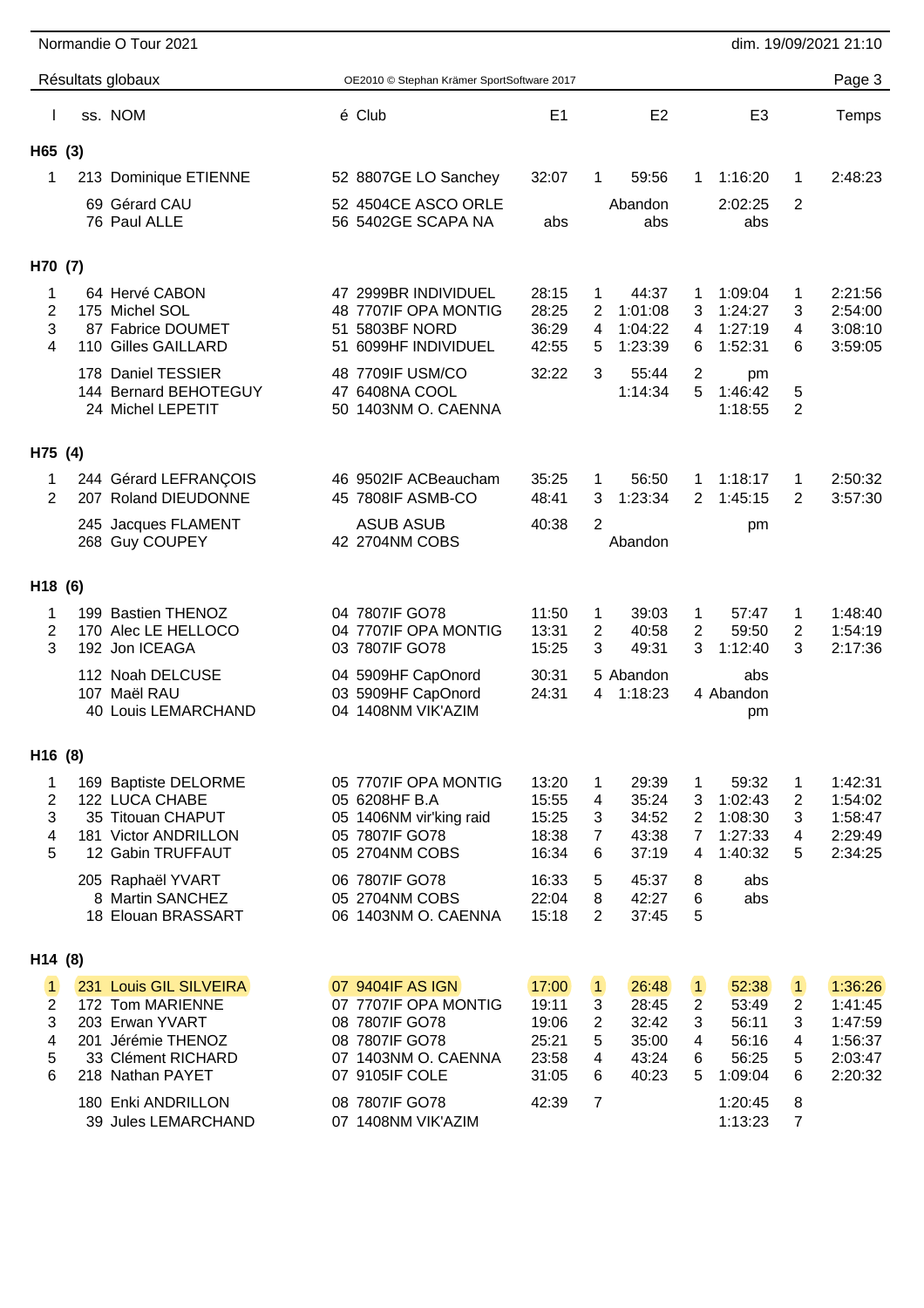Normandie O Tour 2021 — dim. 19/09/2021 21:10

Résultats globaux — OE2010 © Stephan Krämer SportSoftware 2017

| l | ss. | NOM | é | Club | E1 | | E2 | | E3 | | Temps |
|---|---|---|---|---|---|---|---|---|---|---|---|
| **H65 (3)** | | | | | | | | | | | |
| 1 | 213 | Dominique ETIENNE | 52 | 8807GE LO Sanchey | 32:07 | 1 | 59:56 | 1 | 1:16:20 | 1 | 2:48:23 |
| | 69 | Gérard CAU | 52 | 4504CE ASCO ORLE | | | Abandon | | 2:02:25 | 2 | |
| | 76 | Paul ALLE | 56 | 5402GE SCAPA NA | abs | | abs | | abs | | |
| **H70 (7)** | | | | | | | | | | | |
| 1 | 64 | Hervé CABON | 47 | 2999BR INDIVIDUEL | 28:15 | 1 | 44:37 | 1 | 1:09:04 | 1 | 2:21:56 |
| 2 | 175 | Michel SOL | 48 | 7707IF OPA MONTIG | 28:25 | 2 | 1:01:08 | 3 | 1:24:27 | 3 | 2:54:00 |
| 3 | 87 | Fabrice DOUMET | 51 | 5803BF NORD | 36:29 | 4 | 1:04:22 | 4 | 1:27:19 | 4 | 3:08:10 |
| 4 | 110 | Gilles GAILLARD | 51 | 6099HF INDIVIDUEL | 42:55 | 5 | 1:23:39 | 6 | 1:52:31 | 6 | 3:59:05 |
| | 178 | Daniel TESSIER | 48 | 7709IF USM/CO | 32:22 | 3 | 55:44 | 2 | pm | | |
| | 144 | Bernard BEHOTEGUY | 47 | 6408NA COOL | | | 1:14:34 | 5 | 1:46:42 | 5 | |
| | 24 | Michel LEPETIT | 50 | 1403NM O. CAENNA | | | | | 1:18:55 | 2 | |
| **H75 (4)** | | | | | | | | | | | |
| 1 | 244 | Gérard LEFRANÇOIS | 46 | 9502IF ACBeaucham | 35:25 | 1 | 56:50 | 1 | 1:18:17 | 1 | 2:50:32 |
| 2 | 207 | Roland DIEUDONNE | 45 | 7808IF ASMB-CO | 48:41 | 3 | 1:23:34 | 2 | 1:45:15 | 2 | 3:57:30 |
| | 245 | Jacques FLAMENT | | ASUB ASUB | 40:38 | 2 | | | pm | | |
| | 268 | Guy COUPEY | 42 | 2704NM COBS | | | Abandon | | | | |
| **H18 (6)** | | | | | | | | | | | |
| 1 | 199 | Bastien THENOZ | 04 | 7807IF GO78 | 11:50 | 1 | 39:03 | 1 | 57:47 | 1 | 1:48:40 |
| 2 | 170 | Alec LE HELLOCO | 04 | 7707IF OPA MONTIG | 13:31 | 2 | 40:58 | 2 | 59:50 | 2 | 1:54:19 |
| 3 | 192 | Jon ICEAGA | 03 | 7807IF GO78 | 15:25 | 3 | 49:31 | 3 | 1:12:40 | 3 | 2:17:36 |
| | 112 | Noah DELCUSE | 04 | 5909HF CapOnord | 30:31 | 5 | Abandon | | abs | | |
| | 107 | Maël RAU | 03 | 5909HF CapOnord | 24:31 | 4 | 1:18:23 | 4 | Abandon | | |
| | 40 | Louis LEMARCHAND | 04 | 1408NM VIK'AZIM | | | | | pm | | |
| **H16 (8)** | | | | | | | | | | | |
| 1 | 169 | Baptiste DELORME | 05 | 7707IF OPA MONTIG | 13:20 | 1 | 29:39 | 1 | 59:32 | 1 | 1:42:31 |
| 2 | 122 | LUCA CHABE | 05 | 6208HF B.A | 15:55 | 4 | 35:24 | 3 | 1:02:43 | 2 | 1:54:02 |
| 3 | 35 | Titouan CHAPUT | 05 | 1406NM vir'king raid | 15:25 | 3 | 34:52 | 2 | 1:08:30 | 3 | 1:58:47 |
| 4 | 181 | Victor ANDRILLON | 05 | 7807IF GO78 | 18:38 | 7 | 43:38 | 7 | 1:27:33 | 4 | 2:29:49 |
| 5 | 12 | Gabin TRUFFAUT | 05 | 2704NM COBS | 16:34 | 6 | 37:19 | 4 | 1:40:32 | 5 | 2:34:25 |
| | 205 | Raphaël YVART | 06 | 7807IF GO78 | 16:33 | 5 | 45:37 | 8 | abs | | |
| | 8 | Martin SANCHEZ | 05 | 2704NM COBS | 22:04 | 8 | 42:27 | 6 | abs | | |
| | 18 | Elouan BRASSART | 06 | 1403NM O. CAENNA | 15:18 | 2 | 37:45 | 5 | | | |
| **H14 (8)** | | | | | | | | | | | |
| 1 | 231 | Louis GIL SILVEIRA | 07 | 9404IF AS IGN | 17:00 | 1 | 26:48 | 1 | 52:38 | 1 | 1:36:26 |
| 2 | 172 | Tom MARIENNE | 07 | 7707IF OPA MONTIG | 19:11 | 3 | 28:45 | 2 | 53:49 | 2 | 1:41:45 |
| 3 | 203 | Erwan YVART | 08 | 7807IF GO78 | 19:06 | 2 | 32:42 | 3 | 56:11 | 3 | 1:47:59 |
| 4 | 201 | Jérémie THENOZ | 08 | 7807IF GO78 | 25:21 | 5 | 35:00 | 4 | 56:16 | 4 | 1:56:37 |
| 5 | 33 | Clément RICHARD | 07 | 1403NM O. CAENNA | 23:58 | 4 | 43:24 | 6 | 56:25 | 5 | 2:03:47 |
| 6 | 218 | Nathan PAYET | 07 | 9105IF COLE | 31:05 | 6 | 40:23 | 5 | 1:09:04 | 6 | 2:20:32 |
| | 180 | Enki ANDRILLON | 08 | 7807IF GO78 | 42:39 | 7 | | | 1:20:45 | 8 | |
| | 39 | Jules LEMARCHAND | 07 | 1408NM VIK'AZIM | | | | | 1:13:23 | 7 | |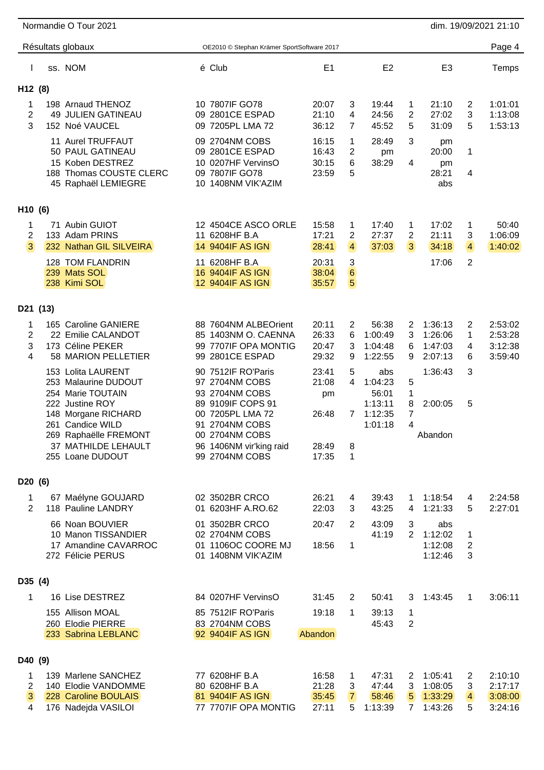Normandie O Tour 2021 — dim. 19/09/2021 21:10

Résultats globaux

OE2010 © Stephan Krämer SportSoftware 2017

## H12 (8)

| Pl | ss. | NOM | é | Club | E1 | | E2 | | E3 | | Temps |
|---|---|---|---|---|---|---|---|---|---|---|---|
| 1 | 198 | Arnaud THENOZ | 10 | 7807IF GO78 | 20:07 | 3 | 19:44 | 1 | 21:10 | 2 | 1:01:01 |
| 2 | 49 | JULIEN GATINEAU | 09 | 2801CE ESPAD | 21:10 | 4 | 24:56 | 2 | 27:02 | 3 | 1:13:08 |
| 3 | 152 | Noé VAUCEL | 09 | 7205PL LMA 72 | 36:12 | 7 | 45:52 | 5 | 31:09 | 5 | 1:53:13 |
| | 11 | Aurel TRUFFAUT | 09 | 2704NM COBS | 16:15 | 1 | 28:49 | 3 | pm | | |
| | 50 | PAUL GATINEAU | 09 | 2801CE ESPAD | 16:43 | 2 | pm | | 20:00 | 1 | |
| | 15 | Koben DESTREZ | 10 | 0207HF VervinsO | 30:15 | 6 | 38:29 | 4 | pm | | |
| | 188 | Thomas COUSTE CLERC | 09 | 7807IF GO78 | 23:59 | 5 | | | 28:21 | 4 | |
| | 45 | Raphaël LEMIEGRE | 10 | 1408NM VIK'AZIM | | | | | abs | | |

## H10 (6)

| Pl | ss. | NOM | é | Club | E1 | | E2 | | E3 | | Temps |
|---|---|---|---|---|---|---|---|---|---|---|---|
| 1 | 71 | Aubin GUIOT | 12 | 4504CE ASCO ORLE | 15:58 | 1 | 17:40 | 1 | 17:02 | 1 | 50:40 |
| 2 | 133 | Adam PRINS | 11 | 6208HF B.A | 17:21 | 2 | 27:37 | 2 | 21:11 | 3 | 1:06:09 |
| 3 | 232 | Nathan GIL SILVEIRA | 14 | 9404IF AS IGN | 28:41 | 4 | 37:03 | 3 | 34:18 | 4 | 1:40:02 |
| | 128 | TOM FLANDRIN | 11 | 6208HF B.A | 20:31 | 3 | | | 17:06 | 2 | |
| | 239 | Mats SOL | 16 | 9404IF AS IGN | 38:04 | 6 | | | | | |
| | 238 | Kimi SOL | 12 | 9404IF AS IGN | 35:57 | 5 | | | | | |

## D21 (13)

| Pl | ss. | NOM | é | Club | E1 | | E2 | | E3 | | Temps |
|---|---|---|---|---|---|---|---|---|---|---|---|
| 1 | 165 | Caroline GANIERE | 88 | 7604NM ALBEOrient | 20:11 | 2 | 56:38 | 2 | 1:36:13 | 2 | 2:53:02 |
| 2 | 22 | Emilie CALANDOT | 85 | 1403NM O. CAENNA | 26:33 | 6 | 1:00:49 | 3 | 1:26:06 | 1 | 2:53:28 |
| 3 | 173 | Céline PEKER | 99 | 7707IF OPA MONTIG | 20:47 | 3 | 1:04:48 | 6 | 1:47:03 | 4 | 3:12:38 |
| 4 | 58 | MARION PELLETIER | 99 | 2801CE ESPAD | 29:32 | 9 | 1:22:55 | 9 | 2:07:13 | 6 | 3:59:40 |
| | 153 | Lolita LAURENT | 90 | 7512IF RO'Paris | 23:41 | 5 | abs | | 1:36:43 | 3 | |
| | 253 | Malaurine DUDOUT | 97 | 2704NM COBS | 21:08 | 4 | 1:04:23 | 5 | | | |
| | 254 | Marie TOUTAIN | 93 | 2704NM COBS | pm | | 56:01 | 1 | | | |
| | 222 | Justine ROY | 89 | 9109IF COPS 91 | | | 1:13:11 | 8 | 2:00:05 | 5 | |
| | 148 | Morgane RICHARD | 00 | 7205PL LMA 72 | 26:48 | 7 | 1:12:35 | 7 | | | |
| | 261 | Candice WILD | 91 | 2704NM COBS | | | 1:01:18 | 4 | | | |
| | 269 | Raphaëlle FREMONT | 00 | 2704NM COBS | | | | | Abandon | | |
| | 37 | MATHILDE LEHAULT | 96 | 1406NM vir'king raid | 28:49 | 8 | | | | | |
| | 255 | Loane DUDOUT | 99 | 2704NM COBS | 17:35 | 1 | | | | | |

## D20 (6)

| Pl | ss. | NOM | é | Club | E1 | | E2 | | E3 | | Temps |
|---|---|---|---|---|---|---|---|---|---|---|---|
| 1 | 67 | Maélyne GOUJARD | 02 | 3502BR CRCO | 26:21 | 4 | 39:43 | 1 | 1:18:54 | 4 | 2:24:58 |
| 2 | 118 | Pauline LANDRY | 01 | 6203HF A.RO.62 | 22:03 | 3 | 43:25 | 4 | 1:21:33 | 5 | 2:27:01 |
| | 66 | Noan BOUVIER | 01 | 3502BR CRCO | 20:47 | 2 | 43:09 | 3 | abs | | |
| | 10 | Manon TISSANDIER | 02 | 2704NM COBS | | | 41:19 | 2 | 1:12:02 | 1 | |
| | 17 | Amandine CAVARROC | 01 | 1106OC COORE MJ | 18:56 | 1 | | | 1:12:08 | 2 | |
| | 272 | Félicie PERUS | 01 | 1408NM VIK'AZIM | | | | | 1:12:46 | 3 | |

## D35 (4)

| Pl | ss. | NOM | é | Club | E1 | | E2 | | E3 | | Temps |
|---|---|---|---|---|---|---|---|---|---|---|---|
| 1 | 16 | Lise DESTREZ | 84 | 0207HF VervinsO | 31:45 | 2 | 50:41 | 3 | 1:43:45 | 1 | 3:06:11 |
| | 155 | Allison MOAL | 85 | 7512IF RO'Paris | 19:18 | 1 | 39:13 | 1 | | | |
| | 260 | Elodie PIERRE | 83 | 2704NM COBS | | | 45:43 | 2 | | | |
| | 233 | Sabrina LEBLANC | 92 | 9404IF AS IGN | Abandon | | | | | | |

## D40 (9)

| Pl | ss. | NOM | é | Club | E1 | | E2 | | E3 | | Temps |
|---|---|---|---|---|---|---|---|---|---|---|---|
| 1 | 139 | Marlene SANCHEZ | 77 | 6208HF B.A | 16:58 | 1 | 47:31 | 2 | 1:05:41 | 2 | 2:10:10 |
| 2 | 140 | Elodie VANDOMME | 80 | 6208HF B.A | 21:28 | 3 | 47:44 | 3 | 1:08:05 | 3 | 2:17:17 |
| 3 | 228 | Caroline BOULAIS | 81 | 9404IF AS IGN | 35:45 | 7 | 58:46 | 5 | 1:33:29 | 4 | 3:08:00 |
| 4 | 176 | Nadejda VASILOI | 77 | 7707IF OPA MONTIG | 27:11 | 5 | 1:13:39 | 7 | 1:43:26 | 5 | 3:24:16 |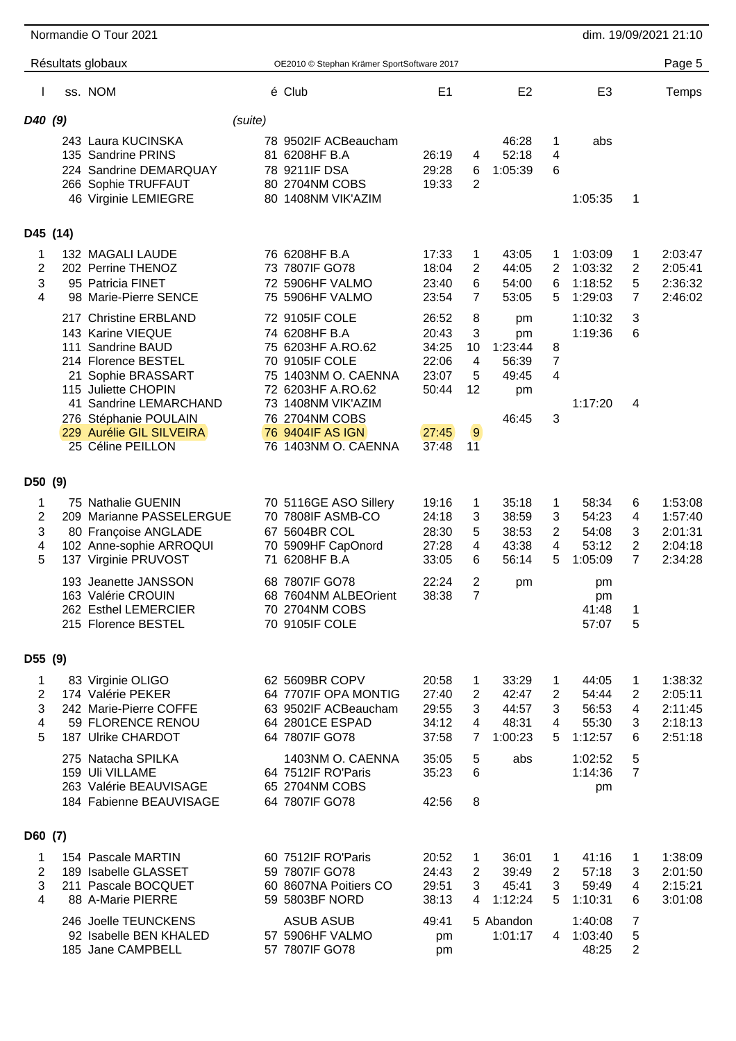Normandie O Tour 2021 — dim. 19/09/2021 21:10

Résultats globaux — OE2010 © Stephan Krämer SportSoftware 2017

| Pl | ss. | NOM | é | Club | E1 | | E2 | | E3 | | Temps |
|---|---|---|---|---|---|---|---|---|---|---|---|
| **D40 (9)** | | *(suite)* | | | | | | | | | |
| | 243 | Laura KUCINSKA | 78 | 9502IF ACBeaucham | | | 46:28 | 1 | abs | | |
| | 135 | Sandrine PRINS | 81 | 6208HF B.A | 26:19 | 4 | 52:18 | 4 | | | |
| | 224 | Sandrine DEMARQUAY | 78 | 9211IF DSA | 29:28 | 6 | 1:05:39 | 6 | | | |
| | 266 | Sophie TRUFFAUT | 80 | 2704NM COBS | 19:33 | 2 | | | | | |
| | 46 | Virginie LEMIEGRE | 80 | 1408NM VIK'AZIM | | | | | 1:05:35 | 1 | |
| **D45 (14)** | | | | | | | | | | | |
| 1 | 132 | MAGALI LAUDE | 76 | 6208HF B.A | 17:33 | 1 | 43:05 | 1 | 1:03:09 | 1 | 2:03:47 |
| 2 | 202 | Perrine THENOZ | 73 | 7807IF GO78 | 18:04 | 2 | 44:05 | 2 | 1:03:32 | 2 | 2:05:41 |
| 3 | 95 | Patricia FINET | 72 | 5906HF VALMO | 23:40 | 6 | 54:00 | 6 | 1:18:52 | 5 | 2:36:32 |
| 4 | 98 | Marie-Pierre SENCE | 75 | 5906HF VALMO | 23:54 | 7 | 53:05 | 5 | 1:29:03 | 7 | 2:46:02 |
| | 217 | Christine ERBLAND | 72 | 9105IF COLE | 26:52 | 8 | pm | | 1:10:32 | 3 | |
| | 143 | Karine VIEQUE | 74 | 6208HF B.A | 20:43 | 3 | pm | | 1:19:36 | 6 | |
| | 111 | Sandrine BAUD | 75 | 6203HF A.RO.62 | 34:25 | 10 | 1:23:44 | 8 | | | |
| | 214 | Florence BESTEL | 70 | 9105IF COLE | 22:06 | 4 | 56:39 | 7 | | | |
| | 21 | Sophie BRASSART | 75 | 1403NM O. CAENNA | 23:07 | 5 | 49:45 | 4 | | | |
| | 115 | Juliette CHOPIN | 72 | 6203HF A.RO.62 | 50:44 | 12 | pm | | | | |
| | 41 | Sandrine LEMARCHAND | 73 | 1408NM VIK'AZIM | | | | | 1:17:20 | 4 | |
| | 276 | Stéphanie POULAIN | 76 | 2704NM COBS | | | 46:45 | 3 | | | |
| | 229 | Aurélie GIL SILVEIRA | 76 | 9404IF AS IGN | 27:45 | 9 | | | | | |
| | 25 | Céline PEILLON | 76 | 1403NM O. CAENNA | 37:48 | 11 | | | | | |
| **D50 (9)** | | | | | | | | | | | |
| 1 | 75 | Nathalie GUENIN | 70 | 5116GE ASO Sillery | 19:16 | 1 | 35:18 | 1 | 58:34 | 6 | 1:53:08 |
| 2 | 209 | Marianne PASSELERGUE | 70 | 7808IF ASMB-CO | 24:18 | 3 | 38:59 | 3 | 54:23 | 4 | 1:57:40 |
| 3 | 80 | Françoise ANGLADE | 67 | 5604BR COL | 28:30 | 5 | 38:53 | 2 | 54:08 | 3 | 2:01:31 |
| 4 | 102 | Anne-sophie ARROQUI | 70 | 5909HF CapOnord | 27:28 | 4 | 43:38 | 4 | 53:12 | 2 | 2:04:18 |
| 5 | 137 | Virginie PRUVOST | 71 | 6208HF B.A | 33:05 | 6 | 56:14 | 5 | 1:05:09 | 7 | 2:34:28 |
| | 193 | Jeanette JANSSON | 68 | 7807IF GO78 | 22:24 | 2 | pm | | pm | | |
| | 163 | Valérie CROUIN | 68 | 7604NM ALBEOrient | 38:38 | 7 | | | pm | | |
| | 262 | Esthel LEMERCIER | 70 | 2704NM COBS | | | | | 41:48 | 1 | |
| | 215 | Florence BESTEL | 70 | 9105IF COLE | | | | | 57:07 | 5 | |
| **D55 (9)** | | | | | | | | | | | |
| 1 | 83 | Virginie OLIGO | 62 | 5609BR COPV | 20:58 | 1 | 33:29 | 1 | 44:05 | 1 | 1:38:32 |
| 2 | 174 | Valérie PEKER | 64 | 7707IF OPA MONTIG | 27:40 | 2 | 42:47 | 2 | 54:44 | 2 | 2:05:11 |
| 3 | 242 | Marie-Pierre COFFE | 63 | 9502IF ACBeaucham | 29:55 | 3 | 44:57 | 3 | 56:53 | 4 | 2:11:45 |
| 4 | 59 | FLORENCE RENOU | 64 | 2801CE ESPAD | 34:12 | 4 | 48:31 | 4 | 55:30 | 3 | 2:18:13 |
| 5 | 187 | Ulrike CHARDOT | 64 | 7807IF GO78 | 37:58 | 7 | 1:00:23 | 5 | 1:12:57 | 6 | 2:51:18 |
| | 275 | Natacha SPILKA | | 1403NM O. CAENNA | 35:05 | 5 | abs | | 1:02:52 | 5 | |
| | 159 | Uli VILLAME | 64 | 7512IF RO'Paris | 35:23 | 6 | | | 1:14:36 | 7 | |
| | 263 | Valérie BEAUVISAGE | 65 | 2704NM COBS | | | | | pm | | |
| | 184 | Fabienne BEAUVISAGE | 64 | 7807IF GO78 | 42:56 | 8 | | | | | |
| **D60 (7)** | | | | | | | | | | | |
| 1 | 154 | Pascale MARTIN | 60 | 7512IF RO'Paris | 20:52 | 1 | 36:01 | 1 | 41:16 | 1 | 1:38:09 |
| 2 | 189 | Isabelle GLASSET | 59 | 7807IF GO78 | 24:43 | 2 | 39:49 | 2 | 57:18 | 3 | 2:01:50 |
| 3 | 211 | Pascale BOCQUET | 60 | 8607NA Poitiers CO | 29:51 | 3 | 45:41 | 3 | 59:49 | 4 | 2:15:21 |
| 4 | 88 | A-Marie PIERRE | 59 | 5803BF NORD | 38:13 | 4 | 1:12:24 | 5 | 1:10:31 | 6 | 3:01:08 |
| | 246 | Joelle TEUNCKENS | | ASUB ASUB | 49:41 | 5 | Abandon | | 1:40:08 | 7 | |
| | 92 | Isabelle BEN KHALED | 57 | 5906HF VALMO | pm | | 1:01:17 | 4 | 1:03:40 | 5 | |
| | 185 | Jane CAMPBELL | 57 | 7807IF GO78 | pm | | | | 48:25 | 2 | |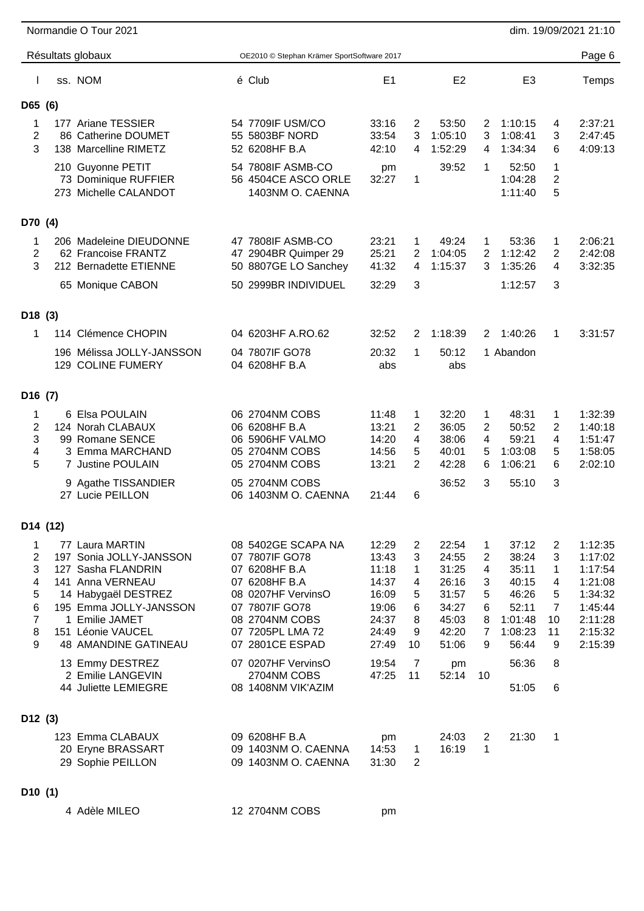Résultats globaux

| l | ss. | NOM | é | Club | E1 | | E2 | | E3 | | Temps |
|---|---|---|---|---|---|---|---|---|---|---|---|
| **D65 (6)** | | | | | | | | | | | |
| 1 | 177 | Ariane TESSIER | 54 | 7709IF USM/CO | 33:16 | 2 | 53:50 | 2 | 1:10:15 | 4 | 2:37:21 |
| 2 | 86 | Catherine DOUMET | 55 | 5803BF NORD | 33:54 | 3 | 1:05:10 | 3 | 1:08:41 | 3 | 2:47:45 |
| 3 | 138 | Marcelline RIMETZ | 52 | 6208HF B.A | 42:10 | 4 | 1:52:29 | 4 | 1:34:34 | 6 | 4:09:13 |
| | 210 | Guyonne PETIT | 54 | 7808IF ASMB-CO | pm | | 39:52 | 1 | 52:50 | 1 | |
| | 73 | Dominique RUFFIER | 56 | 4504CE ASCO ORLE | 32:27 | 1 | | | 1:04:28 | 2 | |
| | 273 | Michelle CALANDOT | | 1403NM O. CAENNA | | | | | 1:11:40 | 5 | |
| **D70 (4)** | | | | | | | | | | | |
| 1 | 206 | Madeleine DIEUDONNE | 47 | 7808IF ASMB-CO | 23:21 | 1 | 49:24 | 1 | 53:36 | 1 | 2:06:21 |
| 2 | 62 | Francoise FRANTZ | 47 | 2904BR Quimper 29 | 25:21 | 2 | 1:04:05 | 2 | 1:12:42 | 2 | 2:42:08 |
| 3 | 212 | Bernadette ETIENNE | 50 | 8807GE LO Sanchey | 41:32 | 4 | 1:15:37 | 3 | 1:35:26 | 4 | 3:32:35 |
| | 65 | Monique CABON | 50 | 2999BR INDIVIDUEL | 32:29 | 3 | | | 1:12:57 | 3 | |
| **D18 (3)** | | | | | | | | | | | |
| 1 | 114 | Clémence CHOPIN | 04 | 6203HF A.RO.62 | 32:52 | 2 | 1:18:39 | 2 | 1:40:26 | 1 | 3:31:57 |
| | 196 | Mélissa JOLLY-JANSSON | 04 | 7807IF GO78 | 20:32 | 1 | 50:12 | 1 | Abandon | | |
| | 129 | COLINE FUMERY | 04 | 6208HF B.A | abs | | abs | | | | |
| **D16 (7)** | | | | | | | | | | | |
| 1 | 6 | Elsa POULAIN | 06 | 2704NM COBS | 11:48 | 1 | 32:20 | 1 | 48:31 | 1 | 1:32:39 |
| 2 | 124 | Norah CLABAUX | 06 | 6208HF B.A | 13:21 | 2 | 36:05 | 2 | 50:52 | 2 | 1:40:18 |
| 3 | 99 | Romane SENCE | 06 | 5906HF VALMO | 14:20 | 4 | 38:06 | 4 | 59:21 | 4 | 1:51:47 |
| 4 | 3 | Emma MARCHAND | 05 | 2704NM COBS | 14:56 | 5 | 40:01 | 5 | 1:03:08 | 5 | 1:58:05 |
| 5 | 7 | Justine POULAIN | 05 | 2704NM COBS | 13:21 | 2 | 42:28 | 6 | 1:06:21 | 6 | 2:02:10 |
| | 9 | Agathe TISSANDIER | 05 | 2704NM COBS | | | 36:52 | 3 | 55:10 | 3 | |
| | 27 | Lucie PEILLON | 06 | 1403NM O. CAENNA | 21:44 | 6 | | | | | |
| **D14 (12)** | | | | | | | | | | | |
| 1 | 77 | Laura MARTIN | 08 | 5402GE SCAPA NA | 12:29 | 2 | 22:54 | 1 | 37:12 | 2 | 1:12:35 |
| 2 | 197 | Sonia JOLLY-JANSSON | 07 | 7807IF GO78 | 13:43 | 3 | 24:55 | 2 | 38:24 | 3 | 1:17:02 |
| 3 | 127 | Sasha FLANDRIN | 07 | 6208HF B.A | 11:18 | 1 | 31:25 | 4 | 35:11 | 1 | 1:17:54 |
| 4 | 141 | Anna VERNEAU | 07 | 6208HF B.A | 14:37 | 4 | 26:16 | 3 | 40:15 | 4 | 1:21:08 |
| 5 | 14 | Habygaël DESTREZ | 08 | 0207HF VervinsO | 16:09 | 5 | 31:57 | 5 | 46:26 | 5 | 1:34:32 |
| 6 | 195 | Emma JOLLY-JANSSON | 07 | 7807IF GO78 | 19:06 | 6 | 34:27 | 6 | 52:11 | 7 | 1:45:44 |
| 7 | 1 | Emilie JAMET | 08 | 2704NM COBS | 24:37 | 8 | 45:03 | 8 | 1:01:48 | 10 | 2:11:28 |
| 8 | 151 | Léonie VAUCEL | 07 | 7205PL LMA 72 | 24:49 | 9 | 42:20 | 7 | 1:08:23 | 11 | 2:15:32 |
| 9 | 48 | AMANDINE GATINEAU | 07 | 2801CE ESPAD | 27:49 | 10 | 51:06 | 9 | 56:44 | 9 | 2:15:39 |
| | 13 | Emmy DESTREZ | 07 | 0207HF VervinsO | 19:54 | 7 | pm | | 56:36 | 8 | |
| | 2 | Emilie LANGEVIN | | 2704NM COBS | 47:25 | 11 | 52:14 | 10 | | | |
| | 44 | Juliette LEMIEGRE | 08 | 1408NM VIK'AZIM | | | | | 51:05 | 6 | |
| **D12 (3)** | | | | | | | | | | | |
| | 123 | Emma CLABAUX | 09 | 6208HF B.A | pm | | 24:03 | 2 | 21:30 | 1 | |
| | 20 | Eryne BRASSART | 09 | 1403NM O. CAENNA | 14:53 | 1 | 16:19 | 1 | | | |
| | 29 | Sophie PEILLON | 09 | 1403NM O. CAENNA | 31:30 | 2 | | | | | |
| **D10 (1)** | | | | | | | | | | | |
| | 4 | Adèle MILEO | 12 | 2704NM COBS | pm | | | | | | |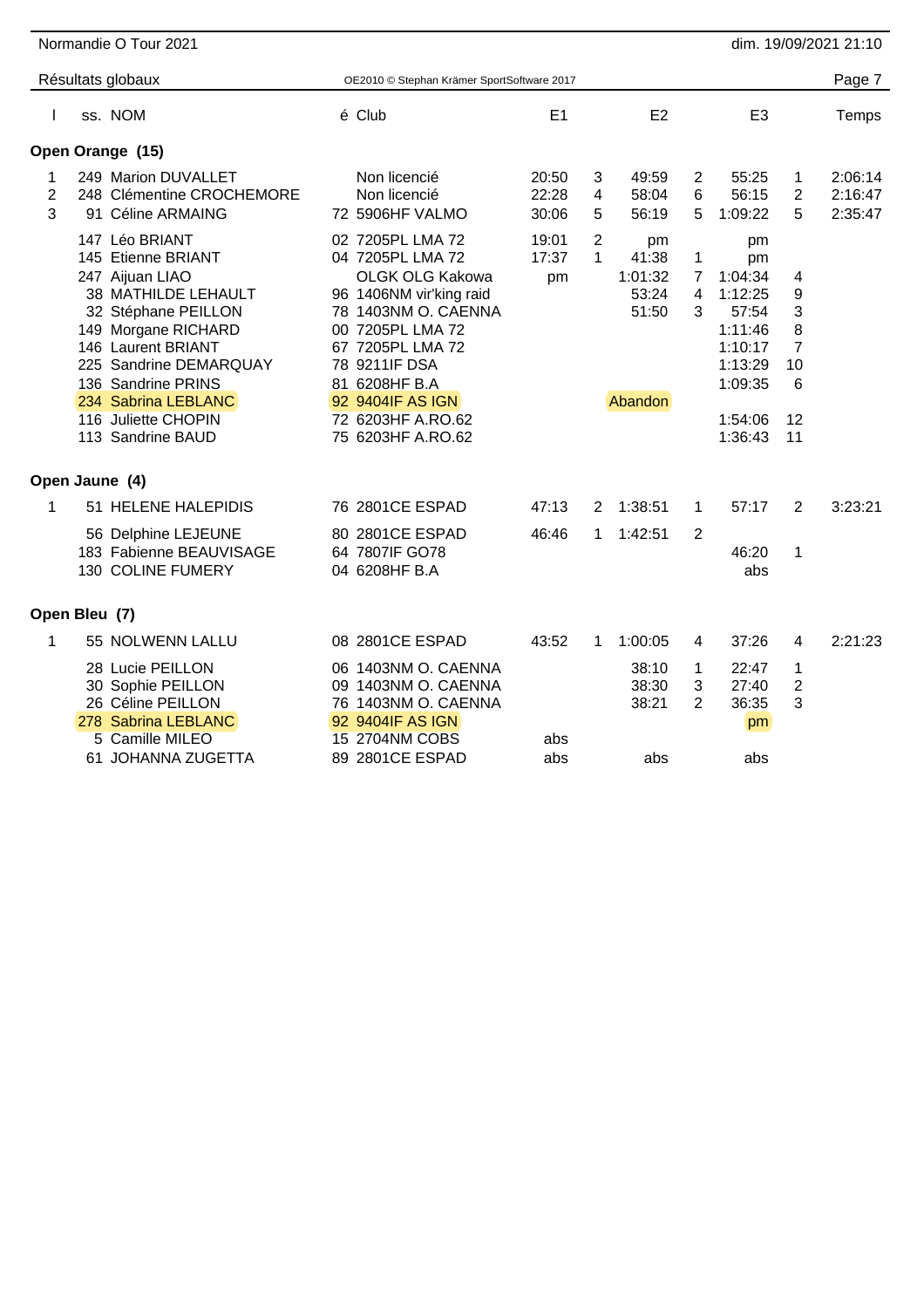Résultats globaux

| l | ss. | NOM | é | Club | E1 | | E2 | | E3 | | Temps |
|---|---|---|---|---|---|---|---|---|---|---|---|
| **Open Orange (15)** | | | | | | | | | | | |
| 1 | 249 | Marion DUVALLET | | Non licencié | 20:50 | 3 | 49:59 | 2 | 55:25 | 1 | 2:06:14 |
| 2 | 248 | Clémentine CROCHEMORE | | Non licencié | 22:28 | 4 | 58:04 | 6 | 56:15 | 2 | 2:16:47 |
| 3 | 91 | Céline ARMAING | 72 | 5906HF VALMO | 30:06 | 5 | 56:19 | 5 | 1:09:22 | 5 | 2:35:47 |
| | 147 | Léo BRIANT | 02 | 7205PL LMA 72 | 19:01 | 2 | pm | | pm | | |
| | 145 | Etienne BRIANT | 04 | 7205PL LMA 72 | 17:37 | 1 | 41:38 | 1 | pm | | |
| | 247 | Aijuan LIAO | | OLGK OLG Kakowa | pm | | 1:01:32 | 7 | 1:04:34 | 4 | |
| | 38 | MATHILDE LEHAULT | 96 | 1406NM vir'king raid | | | 53:24 | 4 | 1:12:25 | 9 | |
| | 32 | Stéphane PEILLON | 78 | 1403NM O. CAENNA | | | 51:50 | 3 | 57:54 | 3 | |
| | 149 | Morgane RICHARD | 00 | 7205PL LMA 72 | | | | | 1:11:46 | 8 | |
| | 146 | Laurent BRIANT | 67 | 7205PL LMA 72 | | | | | 1:10:17 | 7 | |
| | 225 | Sandrine DEMARQUAY | 78 | 9211IF DSA | | | | | 1:13:29 | 10 | |
| | 136 | Sandrine PRINS | 81 | 6208HF B.A | | | | | 1:09:35 | 6 | |
| | 234 | Sabrina LEBLANC | 92 | 9404IF AS IGN | | | Abandon | | | | |
| | 116 | Juliette CHOPIN | 72 | 6203HF A.RO.62 | | | | | 1:54:06 | 12 | |
| | 113 | Sandrine BAUD | 75 | 6203HF A.RO.62 | | | | | 1:36:43 | 11 | |
| **Open Jaune (4)** | | | | | | | | | | | |
| 1 | 51 | HELENE HALEPIDIS | 76 | 2801CE ESPAD | 47:13 | 2 | 1:38:51 | 1 | 57:17 | 2 | 3:23:21 |
| | 56 | Delphine LEJEUNE | 80 | 2801CE ESPAD | 46:46 | 1 | 1:42:51 | 2 | | | |
| | 183 | Fabienne BEAUVISAGE | 64 | 7807IF GO78 | | | | | 46:20 | 1 | |
| | 130 | COLINE FUMERY | 04 | 6208HF B.A | | | | | abs | | |
| **Open Bleu (7)** | | | | | | | | | | | |
| 1 | 55 | NOLWENN LALLU | 08 | 2801CE ESPAD | 43:52 | 1 | 1:00:05 | 4 | 37:26 | 4 | 2:21:23 |
| | 28 | Lucie PEILLON | 06 | 1403NM O. CAENNA | | | 38:10 | 1 | 22:47 | 1 | |
| | 30 | Sophie PEILLON | 09 | 1403NM O. CAENNA | | | 38:30 | 3 | 27:40 | 2 | |
| | 26 | Céline PEILLON | 76 | 1403NM O. CAENNA | | | 38:21 | 2 | 36:35 | 3 | |
| | 278 | Sabrina LEBLANC | 92 | 9404IF AS IGN | | | | | pm | | |
| | 5 | Camille MILEO | 15 | 2704NM COBS | abs | | | | | | |
| | 61 | JOHANNA ZUGETTA | 89 | 2801CE ESPAD | abs | | abs | | abs | | |